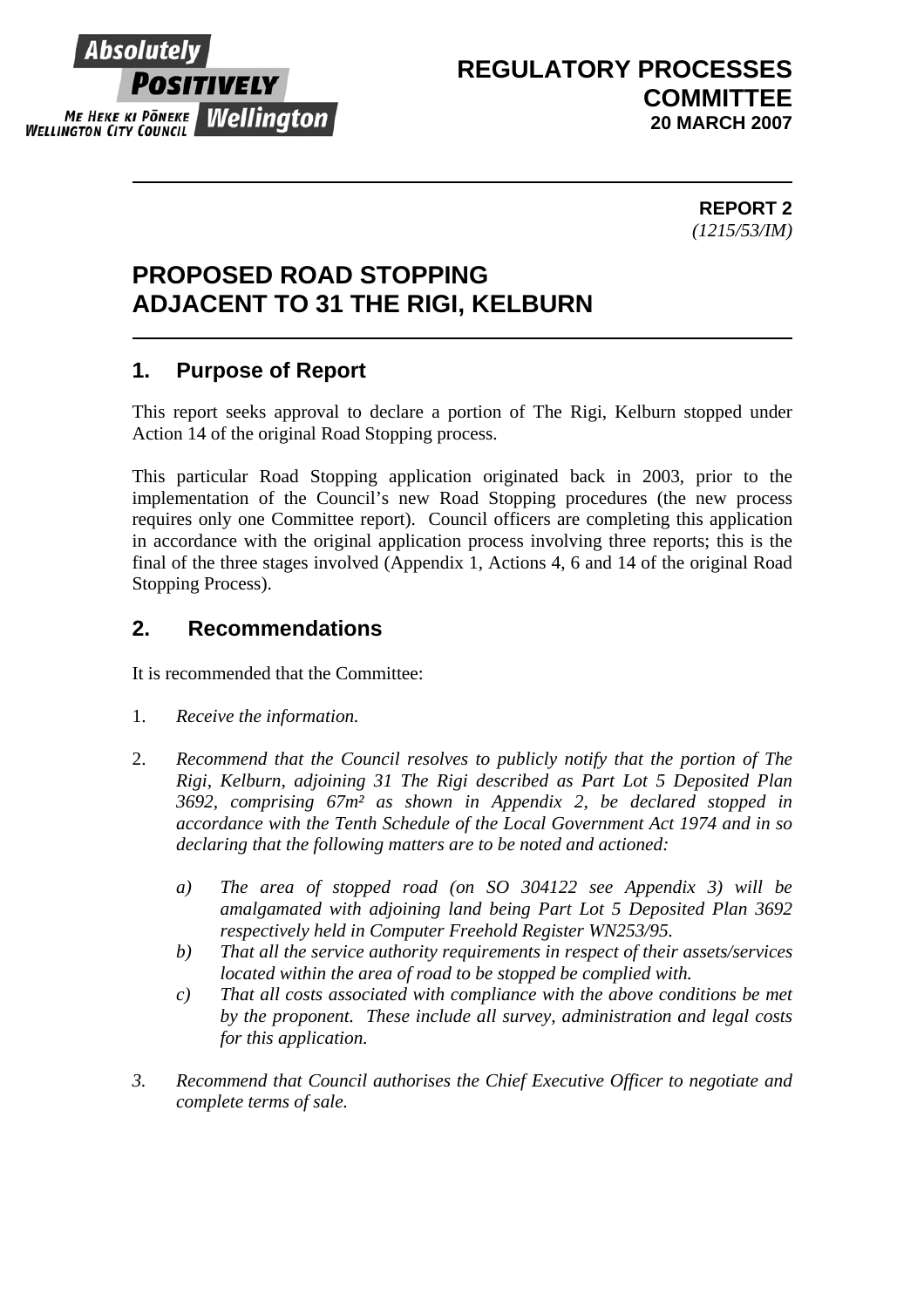Absolutely **POSITIVELY** Wellington
ME HEKE KI PŌNEKE
WELLINGTON CITY COUNCIL

**REGULATORY PROCESSES COMMITTEE**
**20 MARCH 2007**

**REPORT 2**
*(1215/53/IM)*

# PROPOSED ROAD STOPPING ADJACENT TO 31 THE RIGI, KELBURN

## 1. Purpose of Report

This report seeks approval to declare a portion of The Rigi, Kelburn stopped under Action 14 of the original Road Stopping process.

This particular Road Stopping application originated back in 2003, prior to the implementation of the Council's new Road Stopping procedures (the new process requires only one Committee report). Council officers are completing this application in accordance with the original application process involving three reports; this is the final of the three stages involved (Appendix 1, Actions 4, 6 and 14 of the original Road Stopping Process).

## 2. Recommendations

It is recommended that the Committee:

1. *Receive the information.*

2. *Recommend that the Council resolves to publicly notify that the portion of The Rigi, Kelburn, adjoining 31 The Rigi described as Part Lot 5 Deposited Plan 3692, comprising 67m² as shown in Appendix 2, be declared stopped in accordance with the Tenth Schedule of the Local Government Act 1974 and in so declaring that the following matters are to be noted and actioned:*

   *a) The area of stopped road (on SO 304122 see Appendix 3) will be amalgamated with adjoining land being Part Lot 5 Deposited Plan 3692 respectively held in Computer Freehold Register WN253/95.*
   *b) That all the service authority requirements in respect of their assets/services located within the area of road to be stopped be complied with.*
   *c) That all costs associated with compliance with the above conditions be met by the proponent. These include all survey, administration and legal costs for this application.*

3. *Recommend that Council authorises the Chief Executive Officer to negotiate and complete terms of sale.*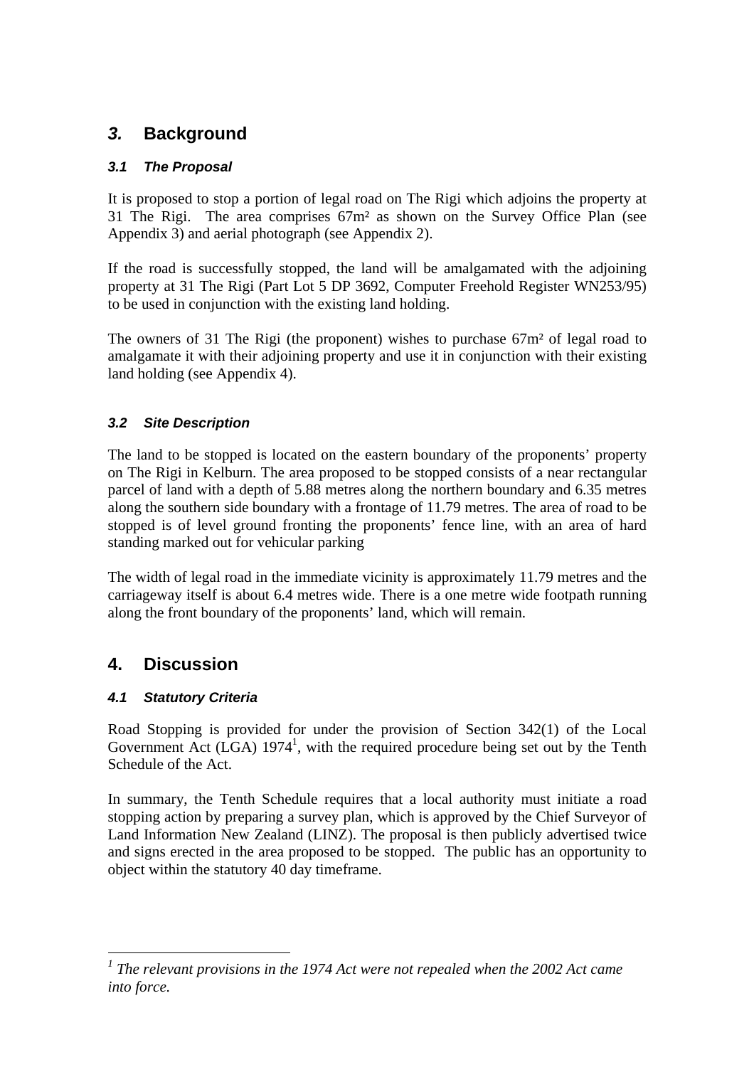## *3.* Background

### *3.1 The Proposal*

It is proposed to stop a portion of legal road on The Rigi which adjoins the property at 31 The Rigi. The area comprises 67m² as shown on the Survey Office Plan (see Appendix 3) and aerial photograph (see Appendix 2).

If the road is successfully stopped, the land will be amalgamated with the adjoining property at 31 The Rigi (Part Lot 5 DP 3692, Computer Freehold Register WN253/95) to be used in conjunction with the existing land holding.

The owners of 31 The Rigi (the proponent) wishes to purchase 67m² of legal road to amalgamate it with their adjoining property and use it in conjunction with their existing land holding (see Appendix 4).

### *3.2 Site Description*

The land to be stopped is located on the eastern boundary of the proponents' property on The Rigi in Kelburn. The area proposed to be stopped consists of a near rectangular parcel of land with a depth of 5.88 metres along the northern boundary and 6.35 metres along the southern side boundary with a frontage of 11.79 metres. The area of road to be stopped is of level ground fronting the proponents' fence line, with an area of hard standing marked out for vehicular parking

The width of legal road in the immediate vicinity is approximately 11.79 metres and the carriageway itself is about 6.4 metres wide. There is a one metre wide footpath running along the front boundary of the proponents' land, which will remain.

## 4. Discussion

### *4.1 Statutory Criteria*

Road Stopping is provided for under the provision of Section 342(1) of the Local Government Act (LGA) 1974[1], with the required procedure being set out by the Tenth Schedule of the Act.

In summary, the Tenth Schedule requires that a local authority must initiate a road stopping action by preparing a survey plan, which is approved by the Chief Surveyor of Land Information New Zealand (LINZ). The proposal is then publicly advertised twice and signs erected in the area proposed to be stopped. The public has an opportunity to object within the statutory 40 day timeframe.

---

[1] *The relevant provisions in the 1974 Act were not repealed when the 2002 Act came into force.*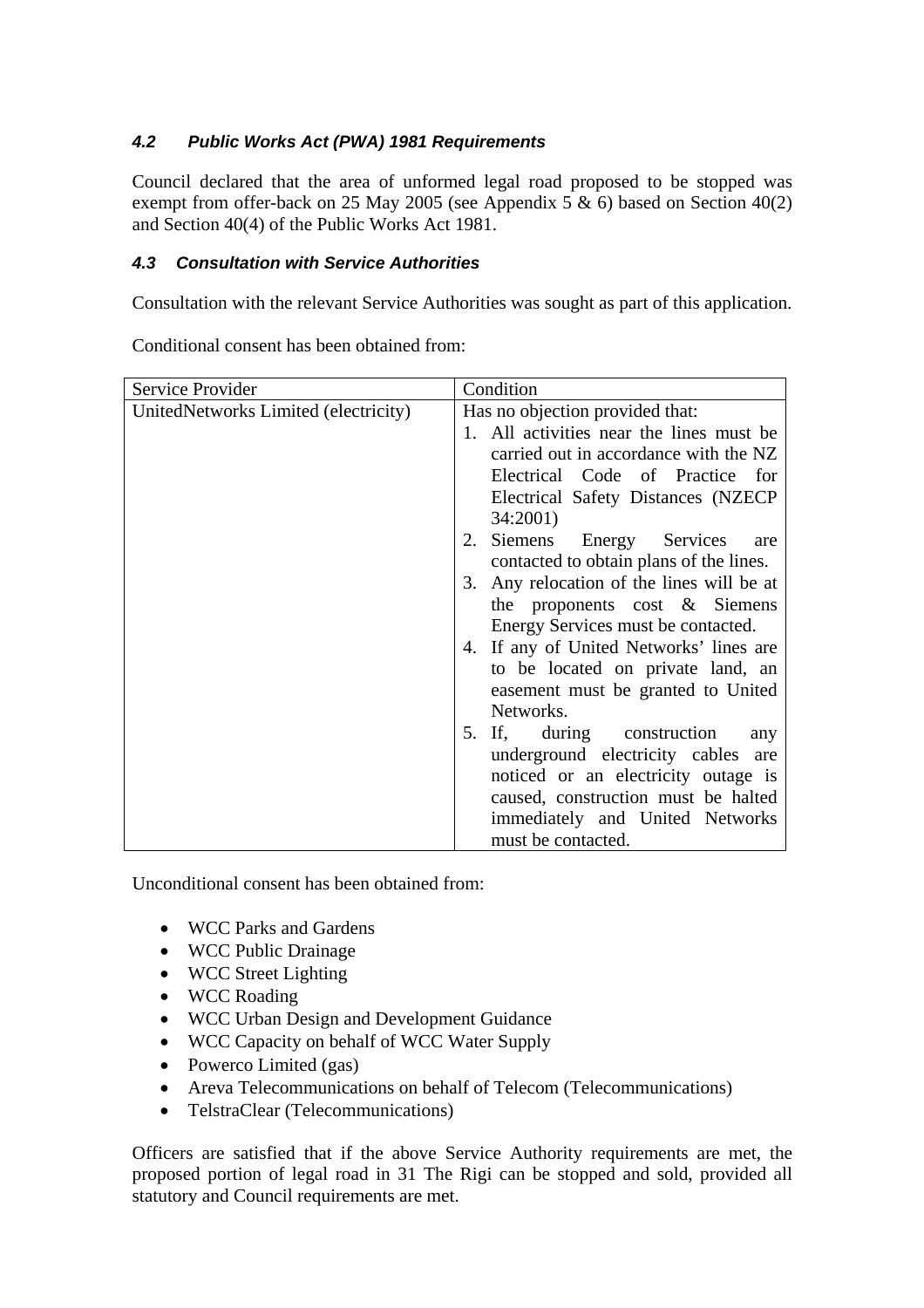### *4.2 Public Works Act (PWA) 1981 Requirements*

Council declared that the area of unformed legal road proposed to be stopped was exempt from offer-back on 25 May 2005 (see Appendix 5 & 6) based on Section 40(2) and Section 40(4) of the Public Works Act 1981.

### *4.3 Consultation with Service Authorities*

Consultation with the relevant Service Authorities was sought as part of this application.

Conditional consent has been obtained from:

| Service Provider | Condition |
|---|---|
| UnitedNetworks Limited (electricity) | Has no objection provided that:<br>1. All activities near the lines must be carried out in accordance with the NZ Electrical Code of Practice for Electrical Safety Distances (NZECP 34:2001)<br>2. Siemens Energy Services are contacted to obtain plans of the lines.<br>3. Any relocation of the lines will be at the proponents cost & Siemens Energy Services must be contacted.<br>4. If any of United Networks' lines are to be located on private land, an easement must be granted to United Networks.<br>5. If, during construction any underground electricity cables are noticed or an electricity outage is caused, construction must be halted immediately and United Networks must be contacted. |

Unconditional consent has been obtained from:

- WCC Parks and Gardens
- WCC Public Drainage
- WCC Street Lighting
- WCC Roading
- WCC Urban Design and Development Guidance
- WCC Capacity on behalf of WCC Water Supply
- Powerco Limited (gas)
- Areva Telecommunications on behalf of Telecom (Telecommunications)
- TelstraClear (Telecommunications)

Officers are satisfied that if the above Service Authority requirements are met, the proposed portion of legal road in 31 The Rigi can be stopped and sold, provided all statutory and Council requirements are met.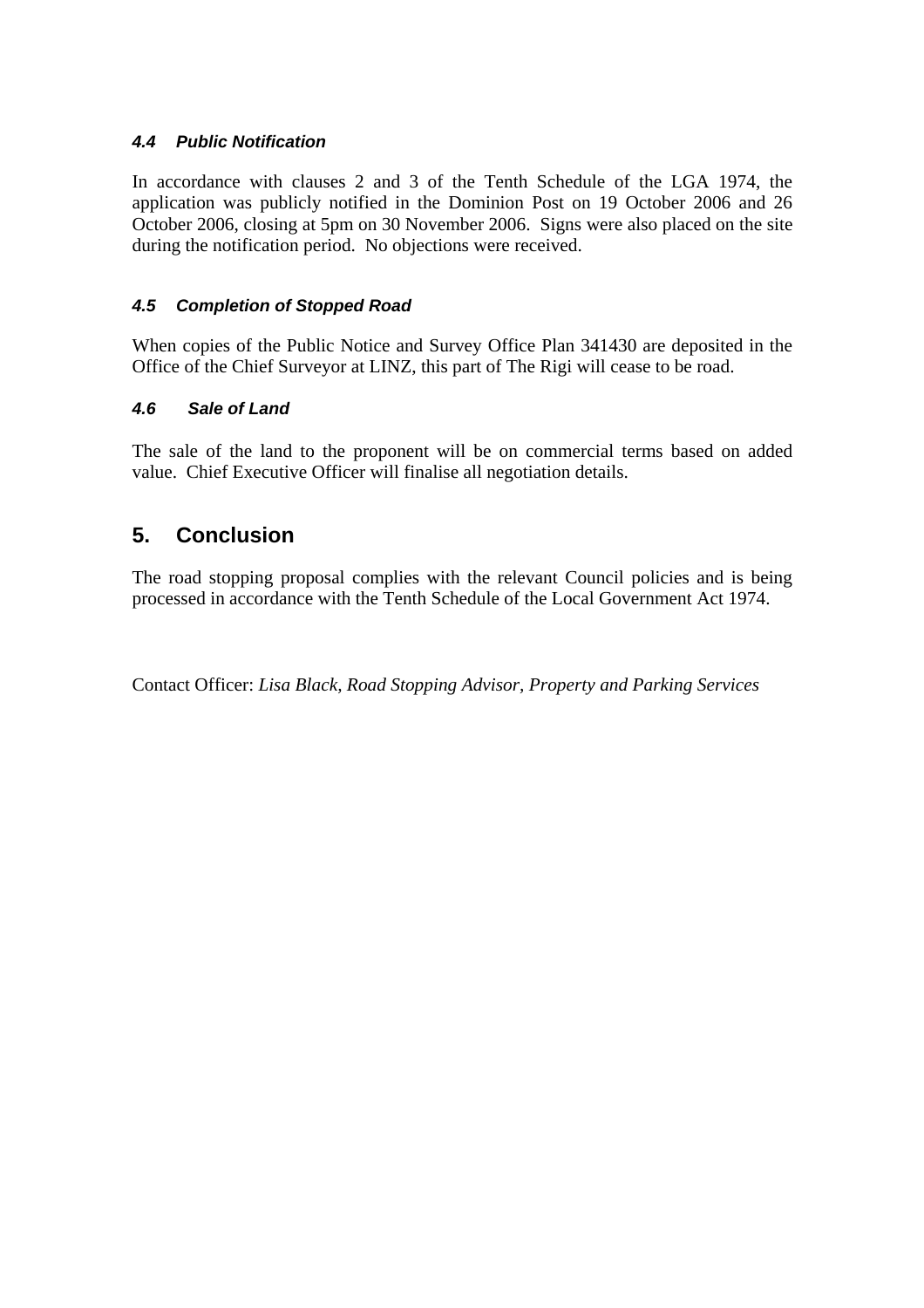### *4.4 Public Notification*

In accordance with clauses 2 and 3 of the Tenth Schedule of the LGA 1974, the application was publicly notified in the Dominion Post on 19 October 2006 and 26 October 2006, closing at 5pm on 30 November 2006. Signs were also placed on the site during the notification period. No objections were received.

### *4.5 Completion of Stopped Road*

When copies of the Public Notice and Survey Office Plan 341430 are deposited in the Office of the Chief Surveyor at LINZ, this part of The Rigi will cease to be road.

### *4.6 Sale of Land*

The sale of the land to the proponent will be on commercial terms based on added value. Chief Executive Officer will finalise all negotiation details.

## 5. Conclusion

The road stopping proposal complies with the relevant Council policies and is being processed in accordance with the Tenth Schedule of the Local Government Act 1974.

Contact Officer: *Lisa Black, Road Stopping Advisor, Property and Parking Services*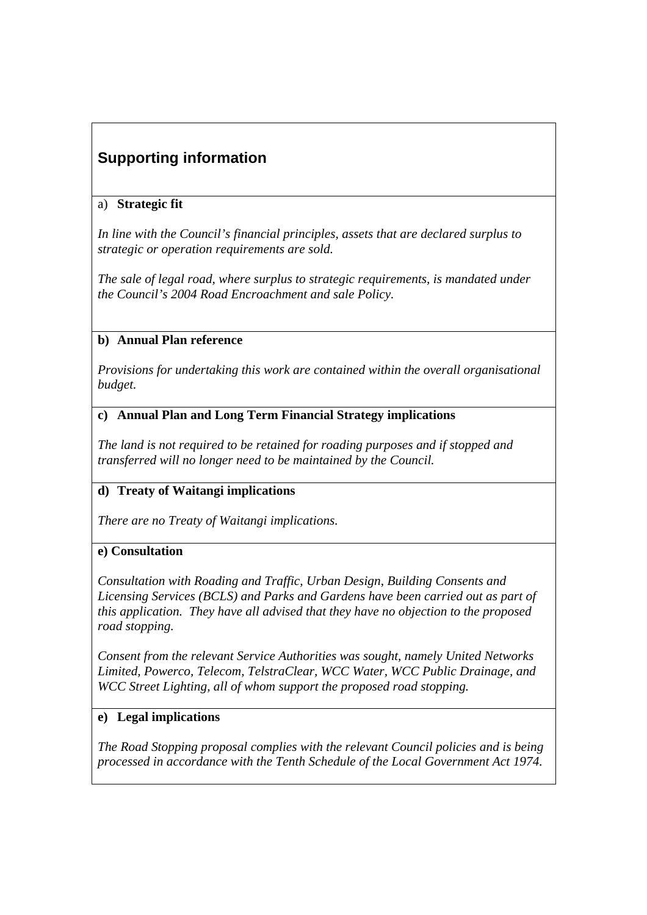## Supporting information

a) **Strategic fit**

*In line with the Council's financial principles, assets that are declared surplus to strategic or operation requirements are sold.*

*The sale of legal road, where surplus to strategic requirements, is mandated under the Council's 2004 Road Encroachment and sale Policy.*

**b) Annual Plan reference**

*Provisions for undertaking this work are contained within the overall organisational budget.*

**c) Annual Plan and Long Term Financial Strategy implications**

*The land is not required to be retained for roading purposes and if stopped and transferred will no longer need to be maintained by the Council.*

**d) Treaty of Waitangi implications**

*There are no Treaty of Waitangi implications.*

**e) Consultation**

*Consultation with Roading and Traffic, Urban Design, Building Consents and Licensing Services (BCLS) and Parks and Gardens have been carried out as part of this application. They have all advised that they have no objection to the proposed road stopping.*

*Consent from the relevant Service Authorities was sought, namely United Networks Limited, Powerco, Telecom, TelstraClear, WCC Water, WCC Public Drainage, and WCC Street Lighting, all of whom support the proposed road stopping.*

**e) Legal implications**

*The Road Stopping proposal complies with the relevant Council policies and is being processed in accordance with the Tenth Schedule of the Local Government Act 1974.*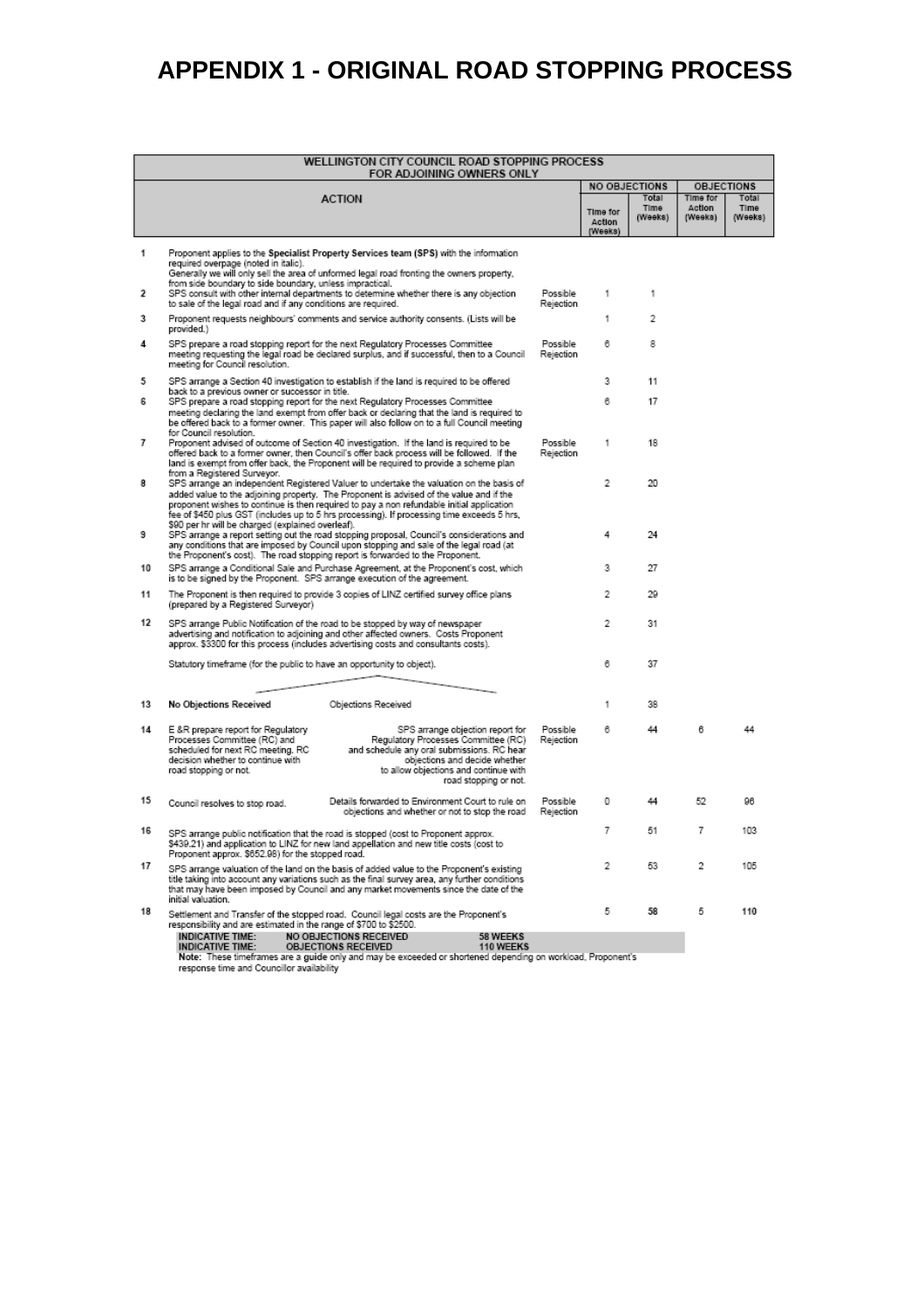# APPENDIX 1 - ORIGINAL ROAD STOPPING PROCESS

| | WELLINGTON CITY COUNCIL ROAD STOPPING PROCESS FOR ADJOINING OWNERS ONLY | | | | | |
|---|---|---|---|---|---|---|
| | **ACTION** | | NO OBJECTIONS | | OBJECTIONS | |
| | | | Time for Action (Weeks) | Total Time (Weeks) | Time for Action (Weeks) | Total Time (Weeks) |
| 1 | Proponent applies to the **Specialist Property Services team (SPS)** with the information required *overpage (noted in italic)*. Generally we will only sell the area of unformed legal road fronting the owners property, from side boundary to side boundary, unless impractical. | | | | | |
| 2 | SPS consult with other internal departments to determine whether there is any objection to sale of the legal road and if any conditions are required. | Possible Rejection | 1 | 1 | | |
| 3 | Proponent requests neighbours' comments and service authority consents. (Lists will be provided.) | | 1 | 2 | | |
| 4 | SPS prepare a road stopping report for the next Regulatory Processes Committee meeting requesting the legal road be declared surplus, and if successful, then to a Council meeting for Council resolution. | Possible Rejection | 6 | 8 | | |
| 5 | SPS arrange a Section 40 investigation to establish if the land is required to be offered back to a previous owner or successor in title. | | 3 | 11 | | |
| 6 | SPS prepare a road stopping report for the next Regulatory Processes Committee meeting declaring the land exempt from offer back or declaring that the land is required to be offered back to a former owner. This paper will also follow on to a full Council meeting for Council resolution. | | 6 | 17 | | |
| 7 | Proponent advised of outcome of Section 40 investigation. If the land is required to be offered back to a former owner, then Council's offer back process will be followed. If the land is exempt from offer back, the Proponent will be required to provide a scheme plan from a Registered Surveyor. | Possible Rejection | 1 | 18 | | |
| 8 | SPS arrange an independent Registered Valuer to undertake the valuation on the basis of added value to the adjoining property. The Proponent is advised of the value and if the proponent wishes to continue is then required to pay a non refundable initial application fee of $450 plus GST (includes up to 5 hrs processing). If processing time exceeds 5 hrs, $90 per hr will be charged (explained overleaf). | | 2 | 20 | | |
| 9 | SPS arrange a report setting out the road stopping proposal, Council's considerations and any conditions that are imposed by Council upon stopping and sale of the legal road (at the Proponent's cost). The road stopping report is forwarded to the Proponent. | | 4 | 24 | | |
| 10 | SPS arrange a Conditional Sale and Purchase Agreement, at the Proponent's cost, which is to be signed by the Proponent. SPS arrange execution of the agreement. | | 3 | 27 | | |
| 11 | The Proponent is then required to provide 3 copies of LINZ certified survey office plans (prepared by a Registered Surveyor) | | 2 | 29 | | |
| 12 | SPS arrange Public Notification of the road to be stopped by way of newspaper advertising and notification to adjoining and other affected owners. Costs Proponent approx. $3300 for this process (includes advertising costs and consultants costs). | | 2 | 31 | | |
| | Statutory timeframe (for the public to have an opportunity to object). | | 6 | 37 | | |
| 13 | **No Objections Received** / Objections Received | | 1 | 38 | | |
| 14 | E &R prepare report for Regulatory Processes Committee (RC) and scheduled for next RC meeting. RC decision whether to continue with road stopping or not. / SPS arrange objection report for Regulatory Processes Committee (RC) and schedule any oral submissions. RC hear objections and decide whether to allow objections and continue with road stopping or not. | Possible Rejection | 6 | 44 | 6 | 44 |
| 15 | Council resolves to stop road. / Details forwarded to Environment Court to rule on objections and whether or not to stop the road | Possible Rejection | 0 | 44 | 52 | 96 |
| 16 | SPS arrange public notification that the road is stopped (cost to Proponent approx. $439.21) and application to LINZ for new land appellation and new title costs (cost to Proponent approx. $652.98) for the stopped road. | | 7 | 51 | 7 | 103 |
| 17 | SPS arrange valuation of the land on the basis of added value to the Proponent's existing title taking into account any variations such as the final survey area, any further conditions that may have been imposed by Council and any market movements since the date of the initial valuation. | | 2 | 53 | 2 | 105 |
| 18 | Settlement and Transfer of the stopped road. Council legal costs are the Proponent's responsibility and are estimated in the range of $700 to $2500. | | 5 | **58** | 5 | **110** |

**INDICATIVE TIME: NO OBJECTIONS RECEIVED 58 WEEKS**
**INDICATIVE TIME: OBJECTIONS RECEIVED 110 WEEKS**

**Note:** These timeframes are a **guide** only and may be exceeded or shortened depending on workload, Proponent's response time and Councillor availability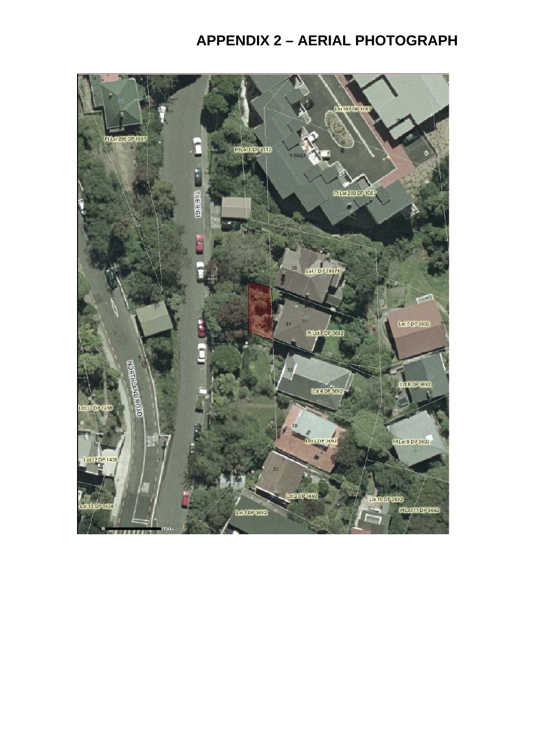# APPENDIX 2 – AERIAL PHOTOGRAPH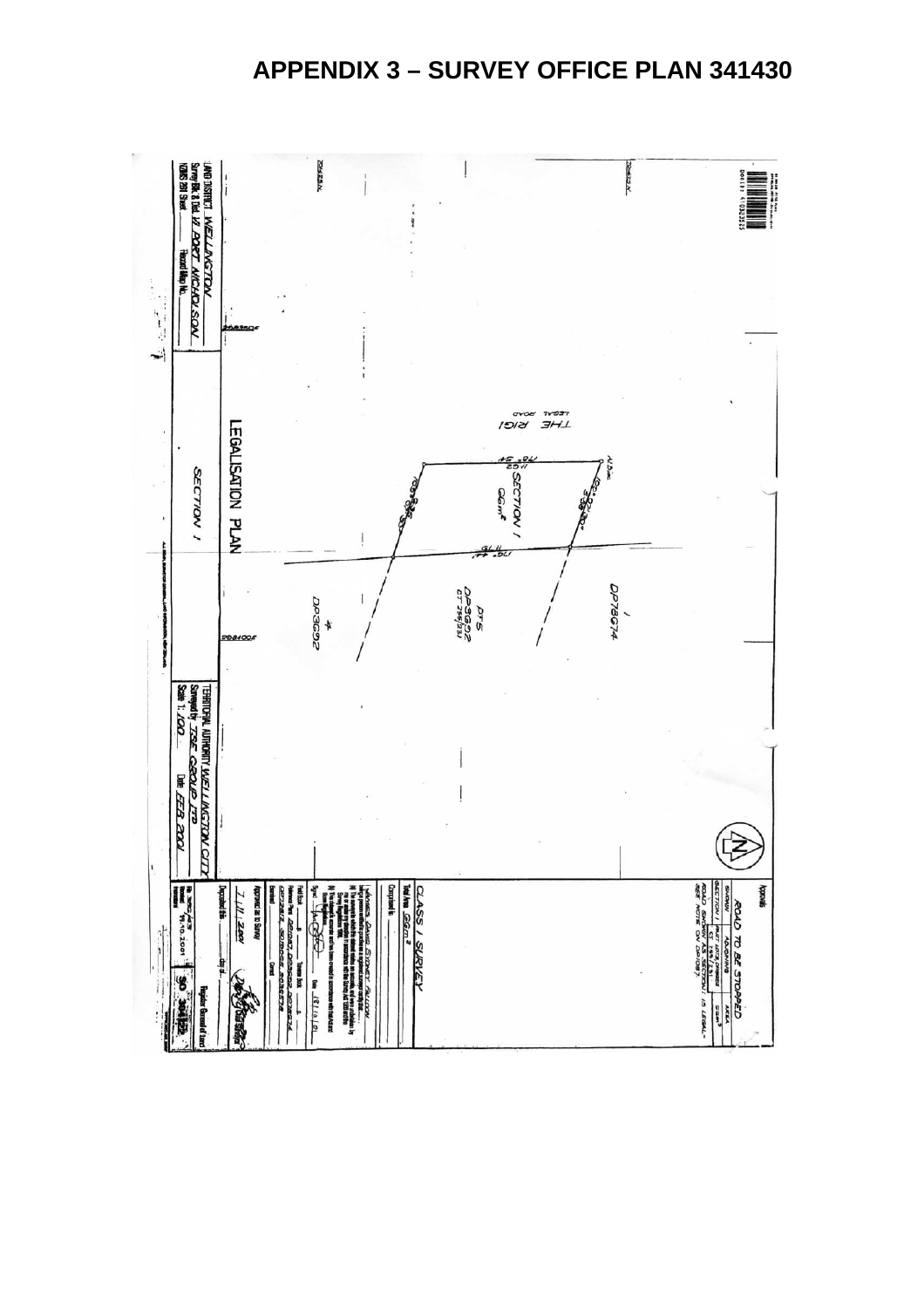# APPENDIX 3 – SURVEY OFFICE PLAN 341430

LEGALISATION PLAN

SECTION 1

THE RIGI
LEGAL ROAD

SECTION 1
66m²

DP 76674

DP 9692
CT 29S/231

DP 9692

LAND DISTRICT WELLINGTON
Survey Blk & Dist. XI PORT NICHOLSON
NZMS 261 Sheet
Record Map No.

TERRITORIAL AUTHORITY WELLINGTON CITY
Surveyed by TSE GROUP LTD
Scale 1:100
Date FEB 2001

Approvals

ROAD TO BE STOPPED

| SHOWN | ADJOINING | AREA |
|---|---|---|
| SECTION 1 | CT 29S/231 | 66m² |

ROAD SHOWN AS SECTION 1 IS LEGAL - SEE NOTE ON DP 9692

CLASS I SURVEY

Total Area 66m²

Comprised in

I, DAVID SYDNEY FALCON, being a person entitled to practise as a registered surveyor, certify that—
(a) This survey and plan have been made by me or under my direction in accordance with the Survey Act 1986 and the Survey Regulations 1998.
(b) This plan is accurate and has been created in accordance with that Act and those Regulations.

Signed
Date 18/10/01

Approved as to Survey

7/11/2001

Deposited this day of

Registrar General of Land

SO 341430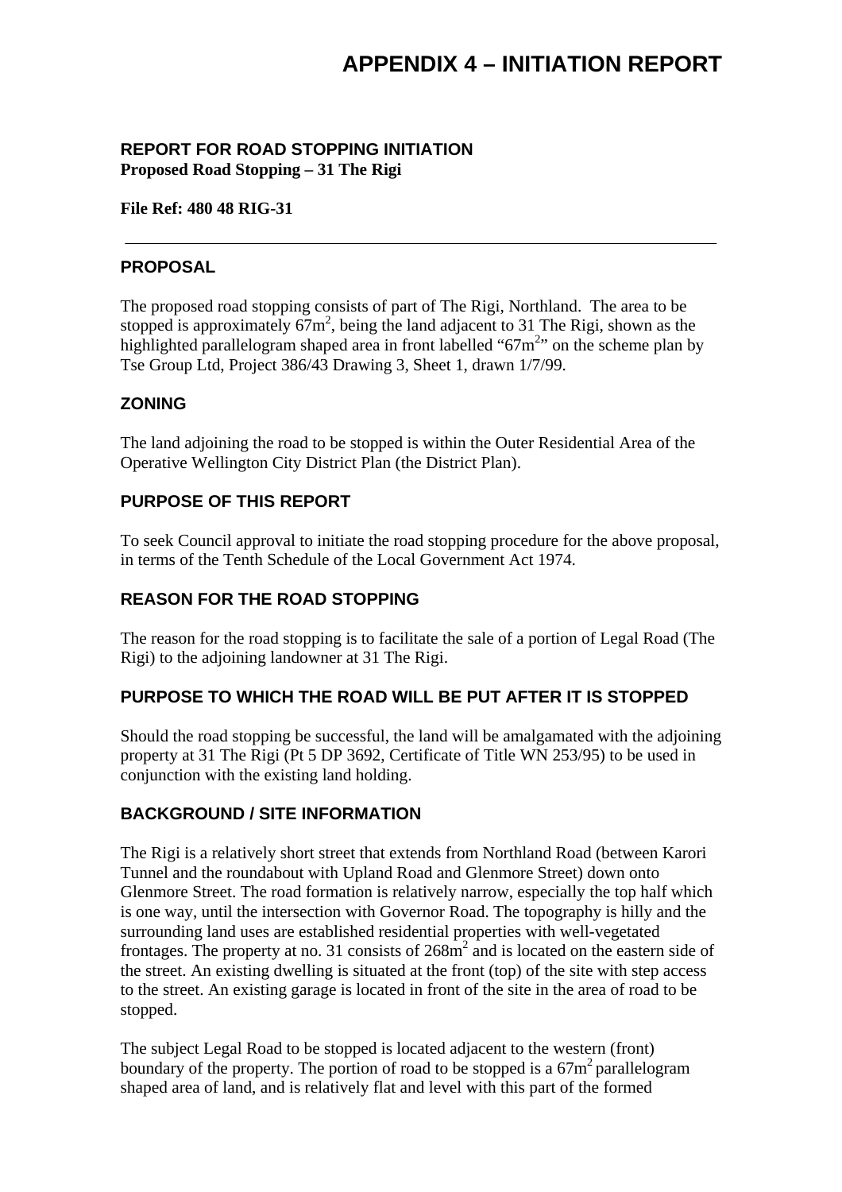# APPENDIX 4 – INITIATION REPORT

**REPORT FOR ROAD STOPPING INITIATION**
**Proposed Road Stopping – 31 The Rigi**

**File Ref: 480 48 RIG-31**

---

## PROPOSAL

The proposed road stopping consists of part of The Rigi, Northland. The area to be stopped is approximately 67m$^2$, being the land adjacent to 31 The Rigi, shown as the highlighted parallelogram shaped area in front labelled "67m$^2$" on the scheme plan by Tse Group Ltd, Project 386/43 Drawing 3, Sheet 1, drawn 1/7/99.

## ZONING

The land adjoining the road to be stopped is within the Outer Residential Area of the Operative Wellington City District Plan (the District Plan).

## PURPOSE OF THIS REPORT

To seek Council approval to initiate the road stopping procedure for the above proposal, in terms of the Tenth Schedule of the Local Government Act 1974.

## REASON FOR THE ROAD STOPPING

The reason for the road stopping is to facilitate the sale of a portion of Legal Road (The Rigi) to the adjoining landowner at 31 The Rigi.

## PURPOSE TO WHICH THE ROAD WILL BE PUT AFTER IT IS STOPPED

Should the road stopping be successful, the land will be amalgamated with the adjoining property at 31 The Rigi (Pt 5 DP 3692, Certificate of Title WN 253/95) to be used in conjunction with the existing land holding.

## BACKGROUND / SITE INFORMATION

The Rigi is a relatively short street that extends from Northland Road (between Karori Tunnel and the roundabout with Upland Road and Glenmore Street) down onto Glenmore Street. The road formation is relatively narrow, especially the top half which is one way, until the intersection with Governor Road. The topography is hilly and the surrounding land uses are established residential properties with well-vegetated frontages. The property at no. 31 consists of 268m$^2$ and is located on the eastern side of the street. An existing dwelling is situated at the front (top) of the site with step access to the street. An existing garage is located in front of the site in the area of road to be stopped.

The subject Legal Road to be stopped is located adjacent to the western (front) boundary of the property. The portion of road to be stopped is a 67m$^2$ parallelogram shaped area of land, and is relatively flat and level with this part of the formed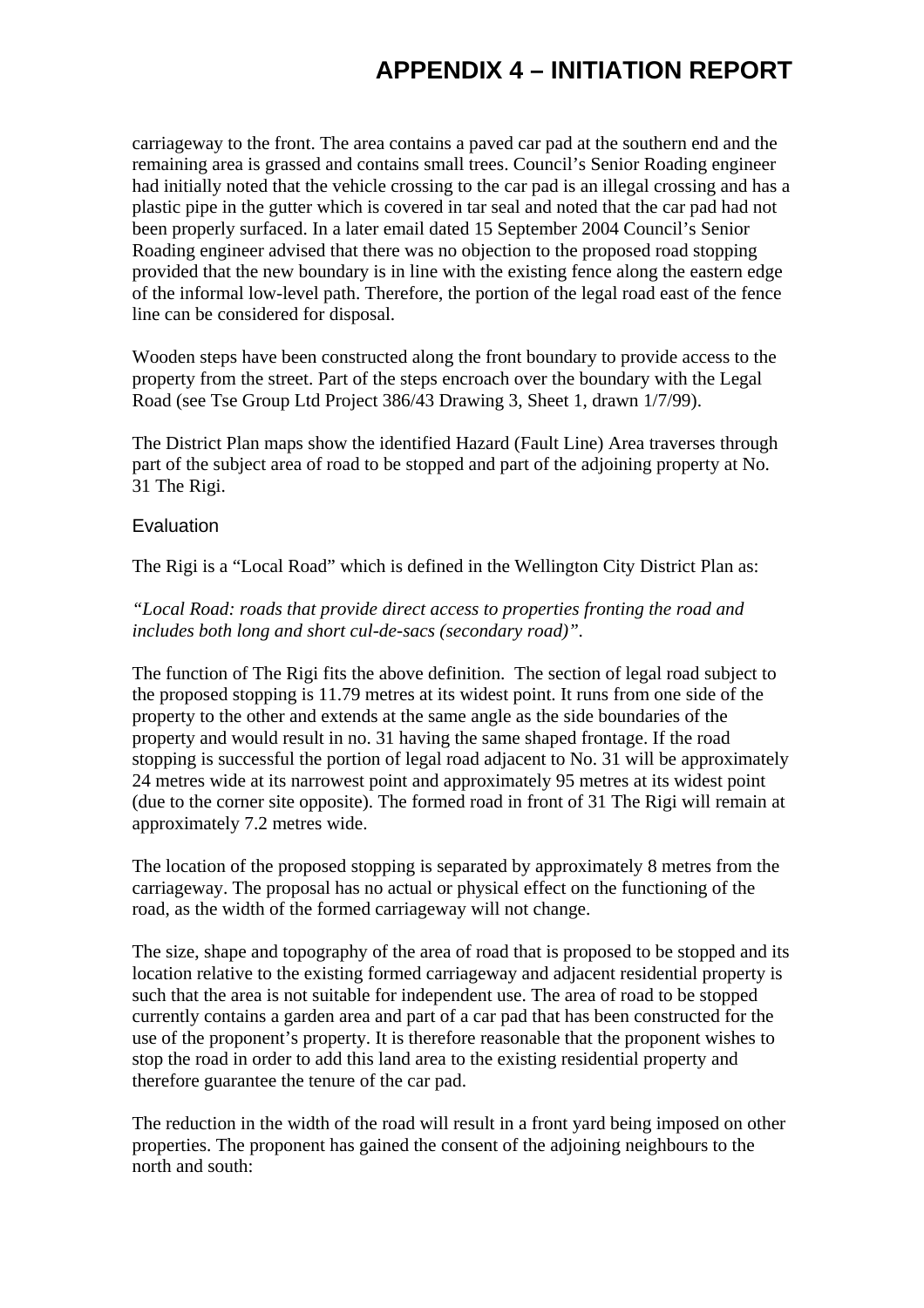carriageway to the front. The area contains a paved car pad at the southern end and the remaining area is grassed and contains small trees. Council's Senior Roading engineer had initially noted that the vehicle crossing to the car pad is an illegal crossing and has a plastic pipe in the gutter which is covered in tar seal and noted that the car pad had not been properly surfaced. In a later email dated 15 September 2004 Council's Senior Roading engineer advised that there was no objection to the proposed road stopping provided that the new boundary is in line with the existing fence along the eastern edge of the informal low-level path. Therefore, the portion of the legal road east of the fence line can be considered for disposal.

Wooden steps have been constructed along the front boundary to provide access to the property from the street. Part of the steps encroach over the boundary with the Legal Road (see Tse Group Ltd Project 386/43 Drawing 3, Sheet 1, drawn 1/7/99).

The District Plan maps show the identified Hazard (Fault Line) Area traverses through part of the subject area of road to be stopped and part of the adjoining property at No. 31 The Rigi.

## Evaluation

The Rigi is a "Local Road" which is defined in the Wellington City District Plan as:

*"Local Road: roads that provide direct access to properties fronting the road and includes both long and short cul-de-sacs (secondary road)".*

The function of The Rigi fits the above definition. The section of legal road subject to the proposed stopping is 11.79 metres at its widest point. It runs from one side of the property to the other and extends at the same angle as the side boundaries of the property and would result in no. 31 having the same shaped frontage. If the road stopping is successful the portion of legal road adjacent to No. 31 will be approximately 24 metres wide at its narrowest point and approximately 95 metres at its widest point (due to the corner site opposite). The formed road in front of 31 The Rigi will remain at approximately 7.2 metres wide.

The location of the proposed stopping is separated by approximately 8 metres from the carriageway. The proposal has no actual or physical effect on the functioning of the road, as the width of the formed carriageway will not change.

The size, shape and topography of the area of road that is proposed to be stopped and its location relative to the existing formed carriageway and adjacent residential property is such that the area is not suitable for independent use. The area of road to be stopped currently contains a garden area and part of a car pad that has been constructed for the use of the proponent's property. It is therefore reasonable that the proponent wishes to stop the road in order to add this land area to the existing residential property and therefore guarantee the tenure of the car pad.

The reduction in the width of the road will result in a front yard being imposed on other properties. The proponent has gained the consent of the adjoining neighbours to the north and south: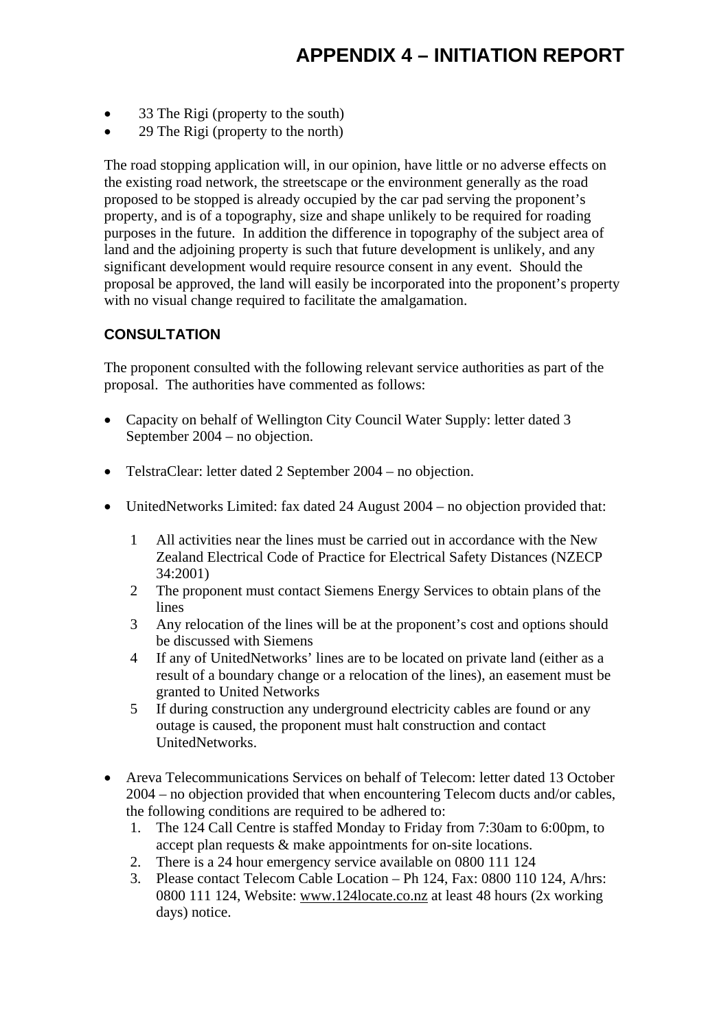- 33 The Rigi (property to the south)
- 29 The Rigi (property to the north)

The road stopping application will, in our opinion, have little or no adverse effects on the existing road network, the streetscape or the environment generally as the road proposed to be stopped is already occupied by the car pad serving the proponent's property, and is of a topography, size and shape unlikely to be required for roading purposes in the future. In addition the difference in topography of the subject area of land and the adjoining property is such that future development is unlikely, and any significant development would require resource consent in any event. Should the proposal be approved, the land will easily be incorporated into the proponent's property with no visual change required to facilitate the amalgamation.

## CONSULTATION

The proponent consulted with the following relevant service authorities as part of the proposal. The authorities have commented as follows:

- Capacity on behalf of Wellington City Council Water Supply: letter dated 3 September 2004 – no objection.

- TelstraClear: letter dated 2 September 2004 – no objection.

- UnitedNetworks Limited: fax dated 24 August 2004 – no objection provided that:

  1 All activities near the lines must be carried out in accordance with the New Zealand Electrical Code of Practice for Electrical Safety Distances (NZECP 34:2001)
  2 The proponent must contact Siemens Energy Services to obtain plans of the lines
  3 Any relocation of the lines will be at the proponent's cost and options should be discussed with Siemens
  4 If any of UnitedNetworks' lines are to be located on private land (either as a result of a boundary change or a relocation of the lines), an easement must be granted to United Networks
  5 If during construction any underground electricity cables are found or any outage is caused, the proponent must halt construction and contact UnitedNetworks.

- Areva Telecommunications Services on behalf of Telecom: letter dated 13 October 2004 – no objection provided that when encountering Telecom ducts and/or cables, the following conditions are required to be adhered to:
  1. The 124 Call Centre is staffed Monday to Friday from 7:30am to 6:00pm, to accept plan requests & make appointments for on-site locations.
  2. There is a 24 hour emergency service available on 0800 111 124
  3. Please contact Telecom Cable Location – Ph 124, Fax: 0800 110 124, A/hrs: 0800 111 124, Website: www.124locate.co.nz at least 48 hours (2x working days) notice.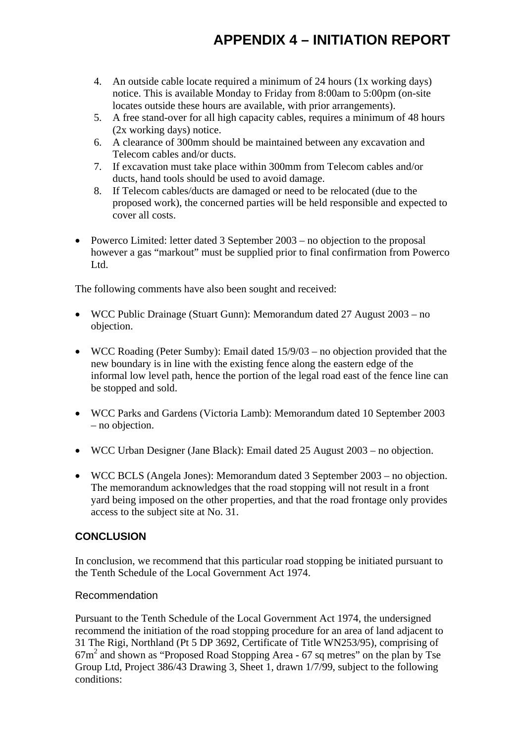# APPENDIX 4 – INITIATION REPORT

4. An outside cable locate required a minimum of 24 hours (1x working days) notice. This is available Monday to Friday from 8:00am to 5:00pm (on-site locates outside these hours are available, with prior arrangements).
5. A free stand-over for all high capacity cables, requires a minimum of 48 hours (2x working days) notice.
6. A clearance of 300mm should be maintained between any excavation and Telecom cables and/or ducts.
7. If excavation must take place within 300mm from Telecom cables and/or ducts, hand tools should be used to avoid damage.
8. If Telecom cables/ducts are damaged or need to be relocated (due to the proposed work), the concerned parties will be held responsible and expected to cover all costs.

- Powerco Limited: letter dated 3 September 2003 – no objection to the proposal however a gas "markout" must be supplied prior to final confirmation from Powerco Ltd.

The following comments have also been sought and received:

- WCC Public Drainage (Stuart Gunn): Memorandum dated 27 August 2003 – no objection.

- WCC Roading (Peter Sumby): Email dated 15/9/03 – no objection provided that the new boundary is in line with the existing fence along the eastern edge of the informal low level path, hence the portion of the legal road east of the fence line can be stopped and sold.

- WCC Parks and Gardens (Victoria Lamb): Memorandum dated 10 September 2003 – no objection.

- WCC Urban Designer (Jane Black): Email dated 25 August 2003 – no objection.

- WCC BCLS (Angela Jones): Memorandum dated 3 September 2003 – no objection. The memorandum acknowledges that the road stopping will not result in a front yard being imposed on the other properties, and that the road frontage only provides access to the subject site at No. 31.

## CONCLUSION

In conclusion, we recommend that this particular road stopping be initiated pursuant to the Tenth Schedule of the Local Government Act 1974.

### Recommendation

Pursuant to the Tenth Schedule of the Local Government Act 1974, the undersigned recommend the initiation of the road stopping procedure for an area of land adjacent to 31 The Rigi, Northland (Pt 5 DP 3692, Certificate of Title WN253/95), comprising of $67m^2$ and shown as "Proposed Road Stopping Area - 67 sq metres" on the plan by Tse Group Ltd, Project 386/43 Drawing 3, Sheet 1, drawn 1/7/99, subject to the following conditions: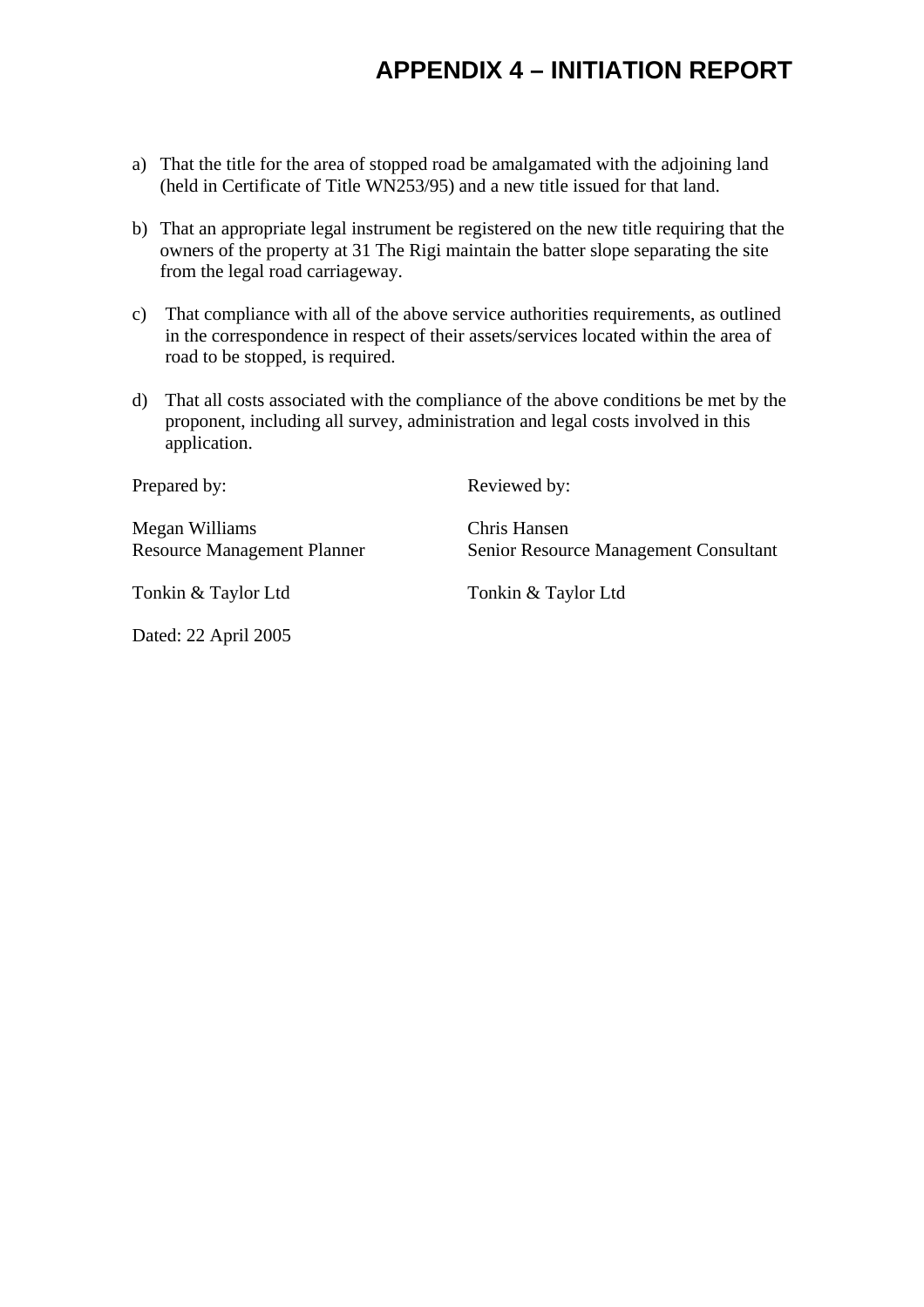# APPENDIX 4 – INITIATION REPORT

a) That the title for the area of stopped road be amalgamated with the adjoining land (held in Certificate of Title WN253/95) and a new title issued for that land.

b) That an appropriate legal instrument be registered on the new title requiring that the owners of the property at 31 The Rigi maintain the batter slope separating the site from the legal road carriageway.

c) That compliance with all of the above service authorities requirements, as outlined in the correspondence in respect of their assets/services located within the area of road to be stopped, is required.

d) That all costs associated with the compliance of the above conditions be met by the proponent, including all survey, administration and legal costs involved in this application.

Prepared by:

Megan Williams
Resource Management Planner

Tonkin & Taylor Ltd

Reviewed by:

Chris Hansen
Senior Resource Management Consultant

Tonkin & Taylor Ltd

Dated: 22 April 2005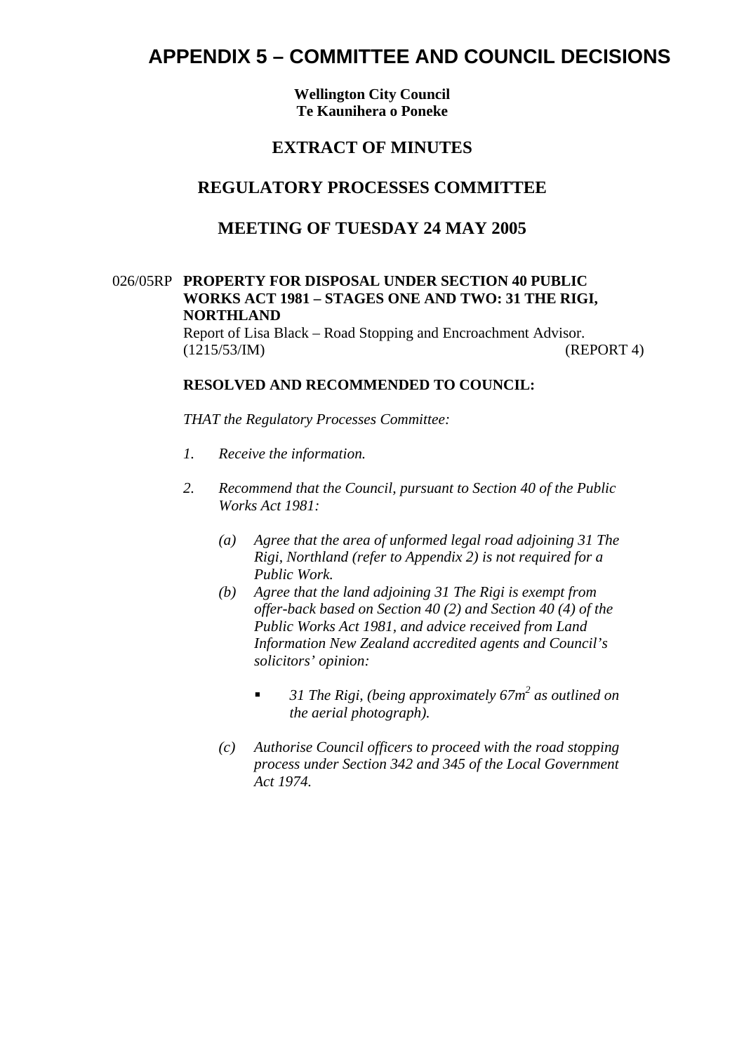# APPENDIX 5 – COMMITTEE AND COUNCIL DECISIONS

**Wellington City Council**
**Te Kaunihera o Poneke**

## EXTRACT OF MINUTES

## REGULATORY PROCESSES COMMITTEE

## MEETING OF TUESDAY 24 MAY 2005

026/05RP **PROPERTY FOR DISPOSAL UNDER SECTION 40 PUBLIC WORKS ACT 1981 – STAGES ONE AND TWO: 31 THE RIGI, NORTHLAND**

Report of Lisa Black – Road Stopping and Encroachment Advisor.
(1215/53/IM) (REPORT 4)

**RESOLVED AND RECOMMENDED TO COUNCIL:**

*THAT the Regulatory Processes Committee:*

1. *Receive the information.*

2. *Recommend that the Council, pursuant to Section 40 of the Public Works Act 1981:*

   (a) *Agree that the area of unformed legal road adjoining 31 The Rigi, Northland (refer to Appendix 2) is not required for a Public Work.*

   (b) *Agree that the land adjoining 31 The Rigi is exempt from offer-back based on Section 40 (2) and Section 40 (4) of the Public Works Act 1981, and advice received from Land Information New Zealand accredited agents and Council's solicitors' opinion:*

   - *31 The Rigi, (being approximately 67m$^2$ as outlined on the aerial photograph).*

   (c) *Authorise Council officers to proceed with the road stopping process under Section 342 and 345 of the Local Government Act 1974.*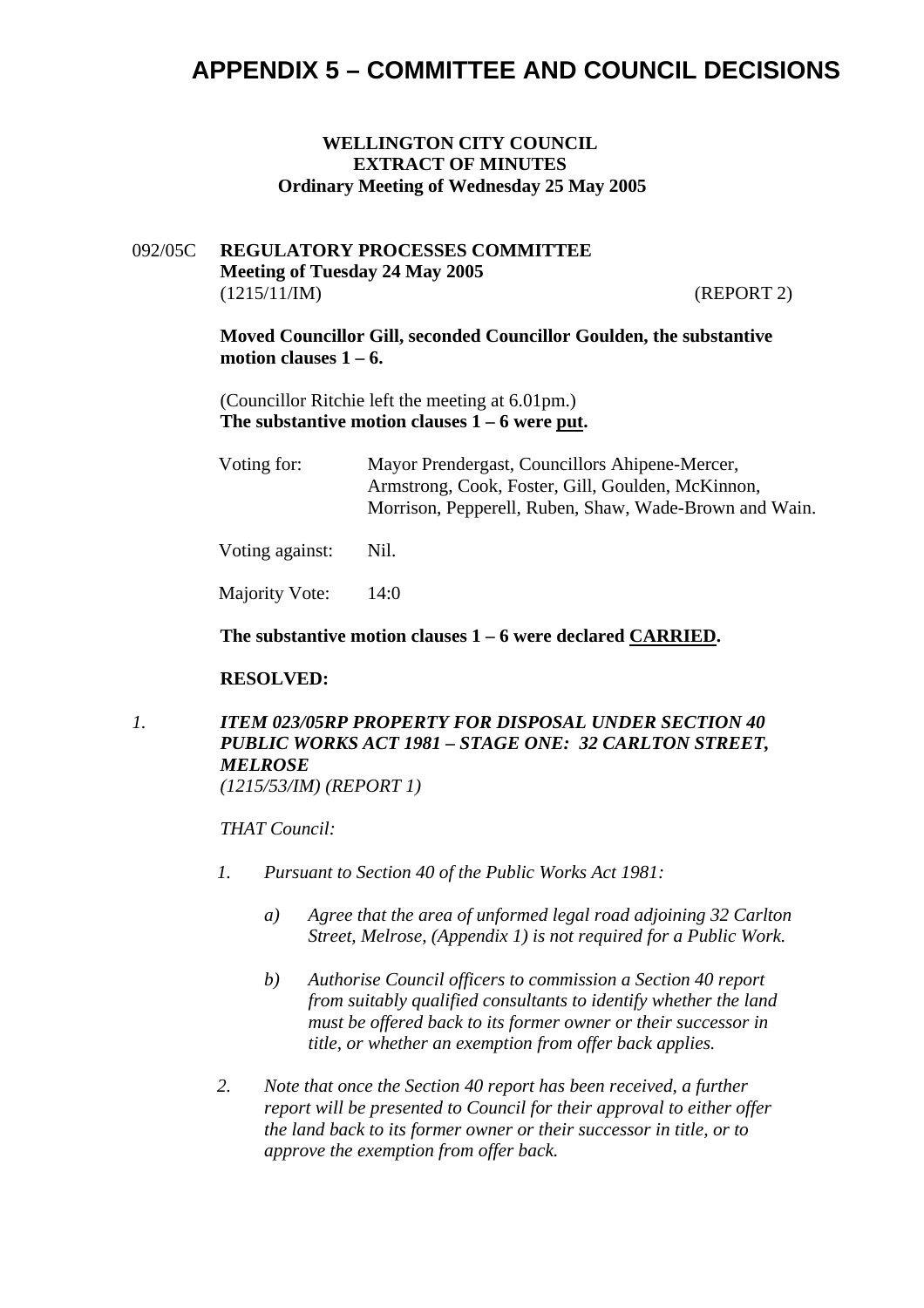# APPENDIX 5 – COMMITTEE AND COUNCIL DECISIONS

**WELLINGTON CITY COUNCIL**
**EXTRACT OF MINUTES**
**Ordinary Meeting of Wednesday 25 May 2005**

092/05C **REGULATORY PROCESSES COMMITTEE**
**Meeting of Tuesday 24 May 2005**
(1215/11/IM) (REPORT 2)

**Moved Councillor Gill, seconded Councillor Goulden, the substantive motion clauses 1 – 6.**

(Councillor Ritchie left the meeting at 6.01pm.)
**The substantive motion clauses 1 – 6 were put.**

Voting for: Mayor Prendergast, Councillors Ahipene-Mercer, Armstrong, Cook, Foster, Gill, Goulden, McKinnon, Morrison, Pepperell, Ruben, Shaw, Wade-Brown and Wain.

Voting against: Nil.

Majority Vote: 14:0

**The substantive motion clauses 1 – 6 were declared CARRIED.**

**RESOLVED:**

*1. **ITEM 023/05RP PROPERTY FOR DISPOSAL UNDER SECTION 40 PUBLIC WORKS ACT 1981 – STAGE ONE: 32 CARLTON STREET, MELROSE***
*(1215/53/IM) (REPORT 1)*

*THAT Council:*

*1. Pursuant to Section 40 of the Public Works Act 1981:*

*a) Agree that the area of unformed legal road adjoining 32 Carlton Street, Melrose, (Appendix 1) is not required for a Public Work.*

*b) Authorise Council officers to commission a Section 40 report from suitably qualified consultants to identify whether the land must be offered back to its former owner or their successor in title, or whether an exemption from offer back applies.*

*2. Note that once the Section 40 report has been received, a further report will be presented to Council for their approval to either offer the land back to its former owner or their successor in title, or to approve the exemption from offer back.*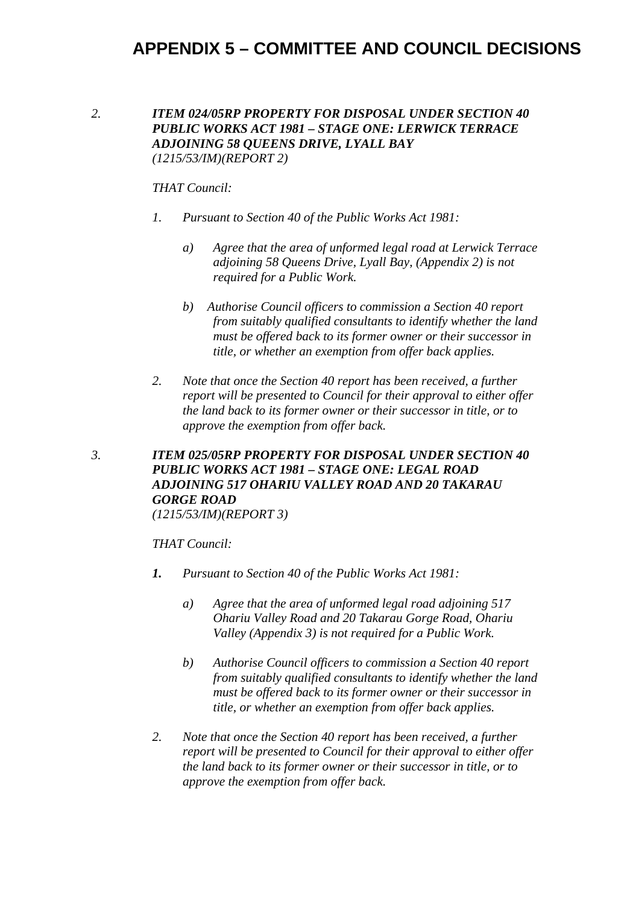# APPENDIX 5 – COMMITTEE AND COUNCIL DECISIONS

2. ***ITEM 024/05RP PROPERTY FOR DISPOSAL UNDER SECTION 40 PUBLIC WORKS ACT 1981 – STAGE ONE: LERWICK TERRACE ADJOINING 58 QUEENS DRIVE, LYALL BAY***
   *(1215/53/IM)(REPORT 2)*

   *THAT Council:*

   1. *Pursuant to Section 40 of the Public Works Act 1981:*

      a) *Agree that the area of unformed legal road at Lerwick Terrace adjoining 58 Queens Drive, Lyall Bay, (Appendix 2) is not required for a Public Work.*

      b) *Authorise Council officers to commission a Section 40 report from suitably qualified consultants to identify whether the land must be offered back to its former owner or their successor in title, or whether an exemption from offer back applies.*

   2. *Note that once the Section 40 report has been received, a further report will be presented to Council for their approval to either offer the land back to its former owner or their successor in title, or to approve the exemption from offer back.*

3. ***ITEM 025/05RP PROPERTY FOR DISPOSAL UNDER SECTION 40 PUBLIC WORKS ACT 1981 – STAGE ONE: LEGAL ROAD ADJOINING 517 OHARIU VALLEY ROAD AND 20 TAKARAU GORGE ROAD***
   *(1215/53/IM)(REPORT 3)*

   *THAT Council:*

   ***1.*** *Pursuant to Section 40 of the Public Works Act 1981:*

      a) *Agree that the area of unformed legal road adjoining 517 Ohariu Valley Road and 20 Takarau Gorge Road, Ohariu Valley (Appendix 3) is not required for a Public Work.*

      b) *Authorise Council officers to commission a Section 40 report from suitably qualified consultants to identify whether the land must be offered back to its former owner or their successor in title, or whether an exemption from offer back applies.*

   2. *Note that once the Section 40 report has been received, a further report will be presented to Council for their approval to either offer the land back to its former owner or their successor in title, or to approve the exemption from offer back.*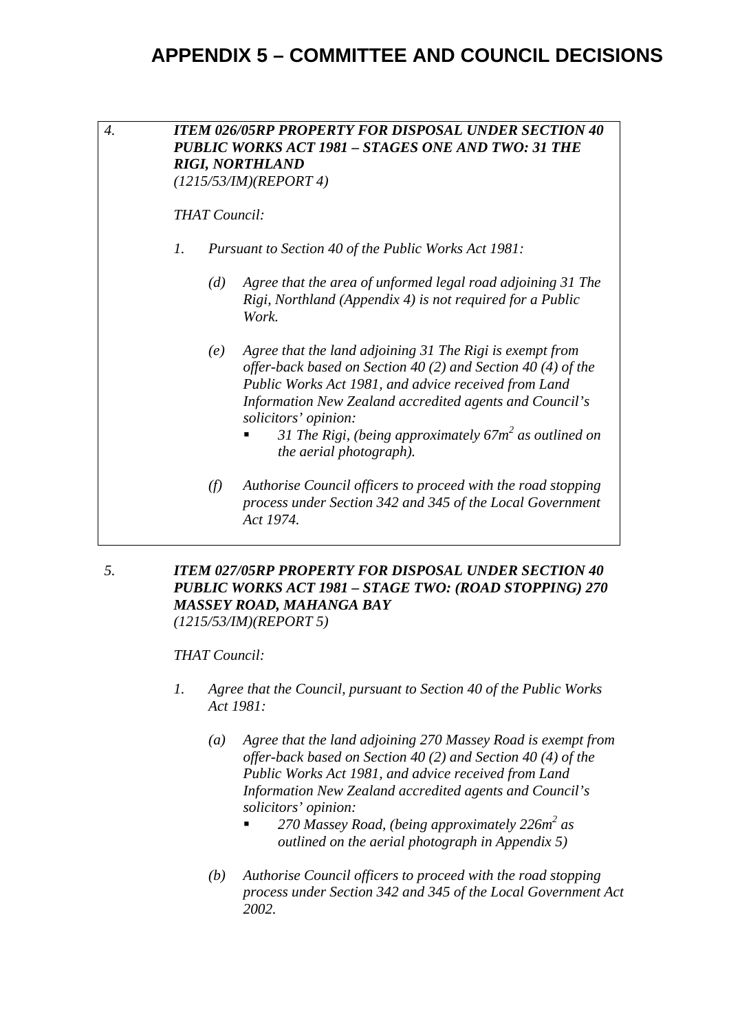# APPENDIX 5 – COMMITTEE AND COUNCIL DECISIONS

*4.* ***ITEM 026/05RP PROPERTY FOR DISPOSAL UNDER SECTION 40 PUBLIC WORKS ACT 1981 – STAGES ONE AND TWO: 31 THE RIGI, NORTHLAND***
*(1215/53/IM)(REPORT 4)*

*THAT Council:*

*1. Pursuant to Section 40 of the Public Works Act 1981:*

*(d) Agree that the area of unformed legal road adjoining 31 The Rigi, Northland (Appendix 4) is not required for a Public Work.*

*(e) Agree that the land adjoining 31 The Rigi is exempt from offer-back based on Section 40 (2) and Section 40 (4) of the Public Works Act 1981, and advice received from Land Information New Zealand accredited agents and Council's solicitors' opinion:*

- *31 The Rigi, (being approximately 67m$^2$ as outlined on the aerial photograph).*

*(f) Authorise Council officers to proceed with the road stopping process under Section 342 and 345 of the Local Government Act 1974.*

*5.* ***ITEM 027/05RP PROPERTY FOR DISPOSAL UNDER SECTION 40 PUBLIC WORKS ACT 1981 – STAGE TWO: (ROAD STOPPING) 270 MASSEY ROAD, MAHANGA BAY***
*(1215/53/IM)(REPORT 5)*

*THAT Council:*

*1. Agree that the Council, pursuant to Section 40 of the Public Works Act 1981:*

*(a) Agree that the land adjoining 270 Massey Road is exempt from offer-back based on Section 40 (2) and Section 40 (4) of the Public Works Act 1981, and advice received from Land Information New Zealand accredited agents and Council's solicitors' opinion:*

- *270 Massey Road, (being approximately 226m$^2$ as outlined on the aerial photograph in Appendix 5)*

*(b) Authorise Council officers to proceed with the road stopping process under Section 342 and 345 of the Local Government Act 2002.*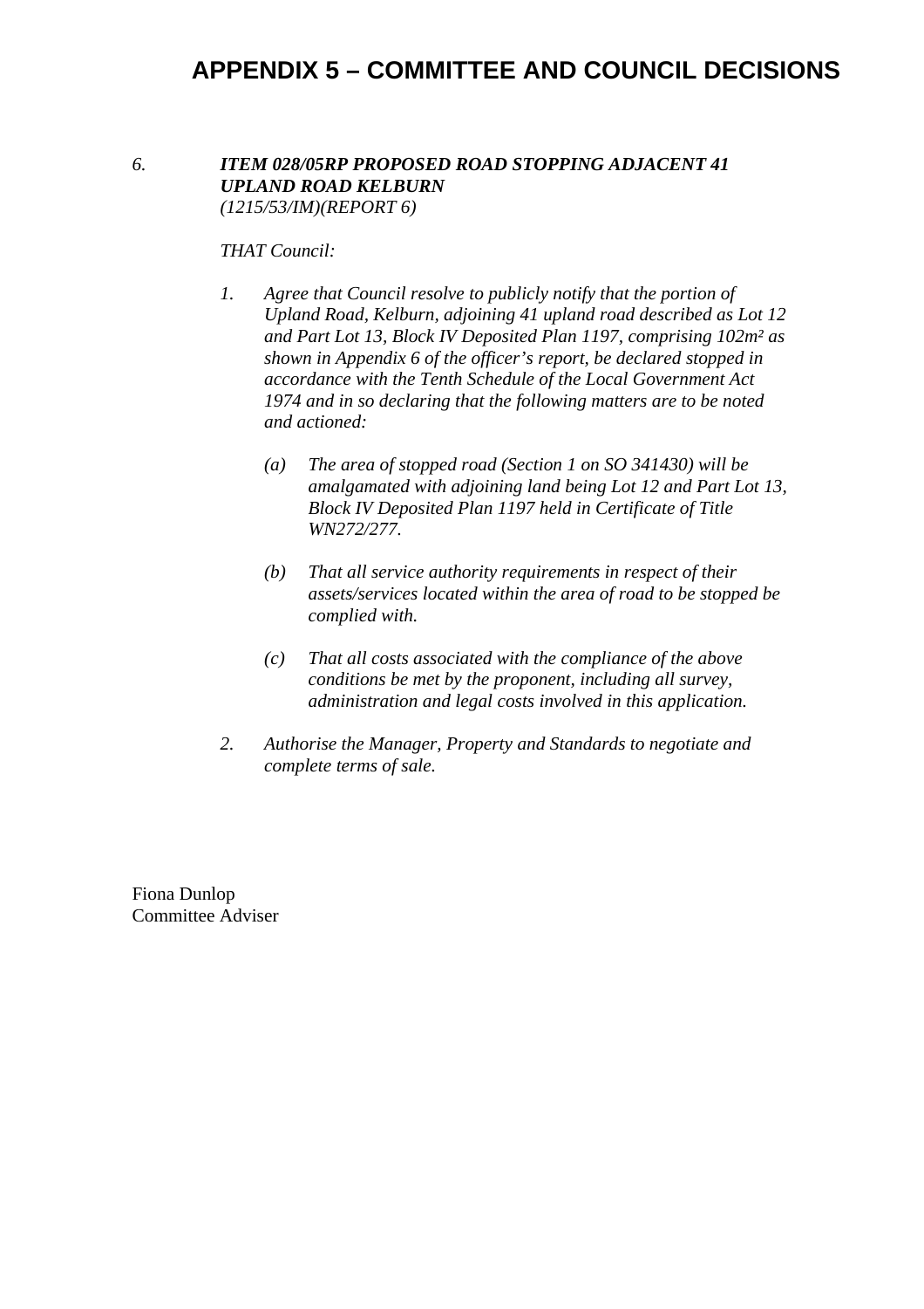# APPENDIX 5 – COMMITTEE AND COUNCIL DECISIONS

*6.* ***ITEM 028/05RP PROPOSED ROAD STOPPING ADJACENT 41 UPLAND ROAD KELBURN***
*(1215/53/IM)(REPORT 6)*

*THAT Council:*

1. *Agree that Council resolve to publicly notify that the portion of Upland Road, Kelburn, adjoining 41 upland road described as Lot 12 and Part Lot 13, Block IV Deposited Plan 1197, comprising 102m² as shown in Appendix 6 of the officer's report, be declared stopped in accordance with the Tenth Schedule of the Local Government Act 1974 and in so declaring that the following matters are to be noted and actioned:*

   *(a) The area of stopped road (Section 1 on SO 341430) will be amalgamated with adjoining land being Lot 12 and Part Lot 13, Block IV Deposited Plan 1197 held in Certificate of Title WN272/277.*

   *(b) That all service authority requirements in respect of their assets/services located within the area of road to be stopped be complied with.*

   *(c) That all costs associated with the compliance of the above conditions be met by the proponent, including all survey, administration and legal costs involved in this application.*

2. *Authorise the Manager, Property and Standards to negotiate and complete terms of sale.*

Fiona Dunlop
Committee Adviser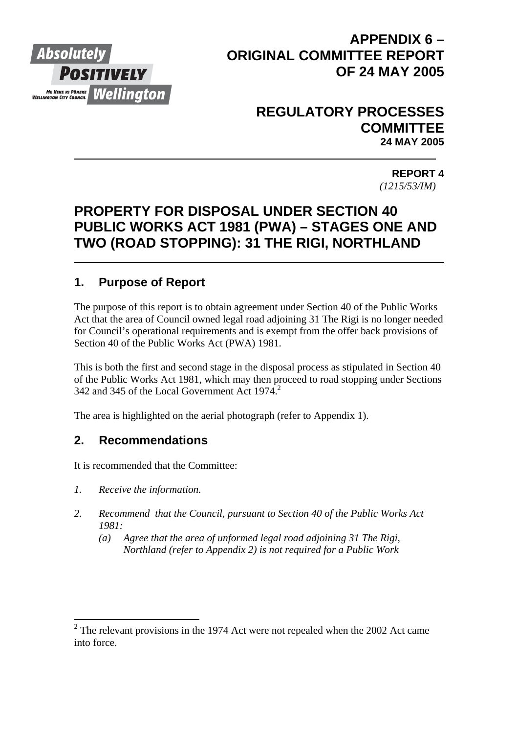# APPENDIX 6 – ORIGINAL COMMITTEE REPORT OF 24 MAY 2005

## REGULATORY PROCESSES COMMITTEE
**24 MAY 2005**

**REPORT 4**
*(1215/53/IM)*

# PROPERTY FOR DISPOSAL UNDER SECTION 40 PUBLIC WORKS ACT 1981 (PWA) – STAGES ONE AND TWO (ROAD STOPPING): 31 THE RIGI, NORTHLAND

## 1. Purpose of Report

The purpose of this report is to obtain agreement under Section 40 of the Public Works Act that the area of Council owned legal road adjoining 31 The Rigi is no longer needed for Council's operational requirements and is exempt from the offer back provisions of Section 40 of the Public Works Act (PWA) 1981.

This is both the first and second stage in the disposal process as stipulated in Section 40 of the Public Works Act 1981, which may then proceed to road stopping under Sections 342 and 345 of the Local Government Act 1974.[2]

The area is highlighted on the aerial photograph (refer to Appendix 1).

## 2. Recommendations

It is recommended that the Committee:

*1. Receive the information.*

*2. Recommend that the Council, pursuant to Section 40 of the Public Works Act 1981:*
   *(a) Agree that the area of unformed legal road adjoining 31 The Rigi, Northland (refer to Appendix 2) is not required for a Public Work*

---

[2] The relevant provisions in the 1974 Act were not repealed when the 2002 Act came into force.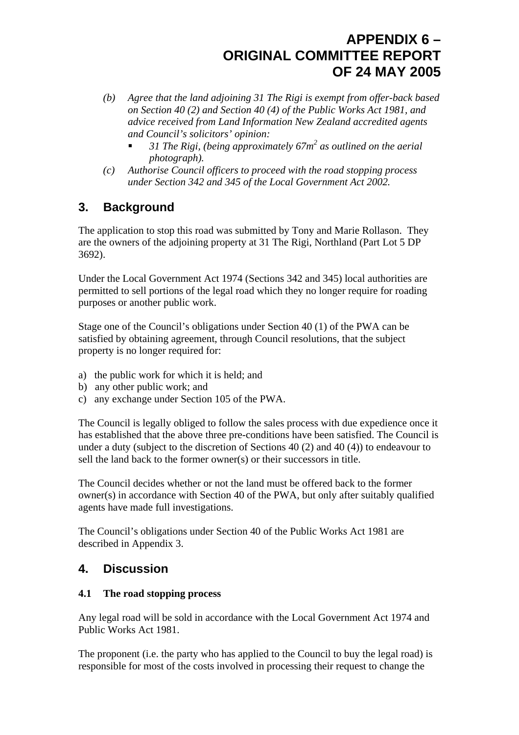# APPENDIX 6 – ORIGINAL COMMITTEE REPORT OF 24 MAY 2005

*(b) Agree that the land adjoining 31 The Rigi is exempt from offer-back based on Section 40 (2) and Section 40 (4) of the Public Works Act 1981, and advice received from Land Information New Zealand accredited agents and Council's solicitors' opinion:*

- *31 The Rigi, (being approximately 67m$^2$ as outlined on the aerial photograph).*

*(c) Authorise Council officers to proceed with the road stopping process under Section 342 and 345 of the Local Government Act 2002.*

## 3. Background

The application to stop this road was submitted by Tony and Marie Rollason. They are the owners of the adjoining property at 31 The Rigi, Northland (Part Lot 5 DP 3692).

Under the Local Government Act 1974 (Sections 342 and 345) local authorities are permitted to sell portions of the legal road which they no longer require for roading purposes or another public work.

Stage one of the Council's obligations under Section 40 (1) of the PWA can be satisfied by obtaining agreement, through Council resolutions, that the subject property is no longer required for:

a) the public work for which it is held; and
b) any other public work; and
c) any exchange under Section 105 of the PWA.

The Council is legally obliged to follow the sales process with due expedience once it has established that the above three pre-conditions have been satisfied. The Council is under a duty (subject to the discretion of Sections 40 (2) and 40 (4)) to endeavour to sell the land back to the former owner(s) or their successors in title.

The Council decides whether or not the land must be offered back to the former owner(s) in accordance with Section 40 of the PWA, but only after suitably qualified agents have made full investigations.

The Council's obligations under Section 40 of the Public Works Act 1981 are described in Appendix 3.

## 4. Discussion

### 4.1 The road stopping process

Any legal road will be sold in accordance with the Local Government Act 1974 and Public Works Act 1981.

The proponent (i.e. the party who has applied to the Council to buy the legal road) is responsible for most of the costs involved in processing their request to change the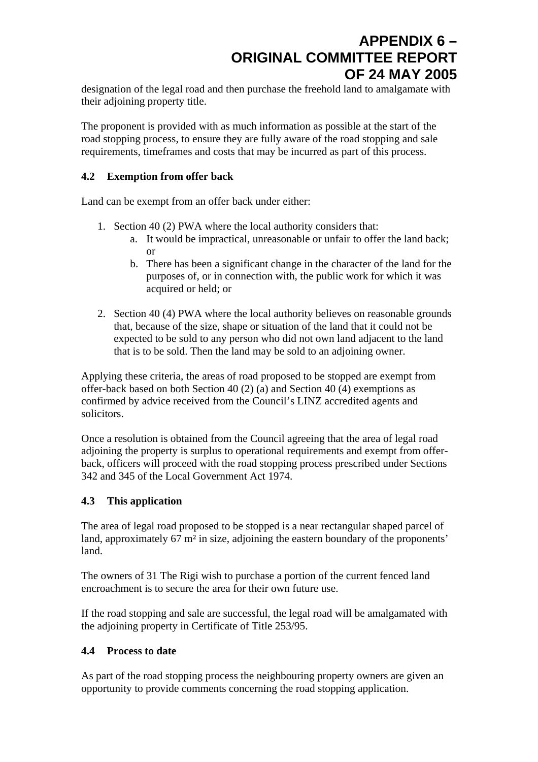designation of the legal road and then purchase the freehold land to amalgamate with their adjoining property title.

The proponent is provided with as much information as possible at the start of the road stopping process, to ensure they are fully aware of the road stopping and sale requirements, timeframes and costs that may be incurred as part of this process.

### 4.2 Exemption from offer back

Land can be exempt from an offer back under either:

1. Section 40 (2) PWA where the local authority considers that:
   a. It would be impractical, unreasonable or unfair to offer the land back; or
   b. There has been a significant change in the character of the land for the purposes of, or in connection with, the public work for which it was acquired or held; or

2. Section 40 (4) PWA where the local authority believes on reasonable grounds that, because of the size, shape or situation of the land that it could not be expected to be sold to any person who did not own land adjacent to the land that is to be sold. Then the land may be sold to an adjoining owner.

Applying these criteria, the areas of road proposed to be stopped are exempt from offer-back based on both Section 40 (2) (a) and Section 40 (4) exemptions as confirmed by advice received from the Council's LINZ accredited agents and solicitors.

Once a resolution is obtained from the Council agreeing that the area of legal road adjoining the property is surplus to operational requirements and exempt from offer-back, officers will proceed with the road stopping process prescribed under Sections 342 and 345 of the Local Government Act 1974.

### 4.3 This application

The area of legal road proposed to be stopped is a near rectangular shaped parcel of land, approximately 67 m² in size, adjoining the eastern boundary of the proponents' land.

The owners of 31 The Rigi wish to purchase a portion of the current fenced land encroachment is to secure the area for their own future use.

If the road stopping and sale are successful, the legal road will be amalgamated with the adjoining property in Certificate of Title 253/95.

### 4.4 Process to date

As part of the road stopping process the neighbouring property owners are given an opportunity to provide comments concerning the road stopping application.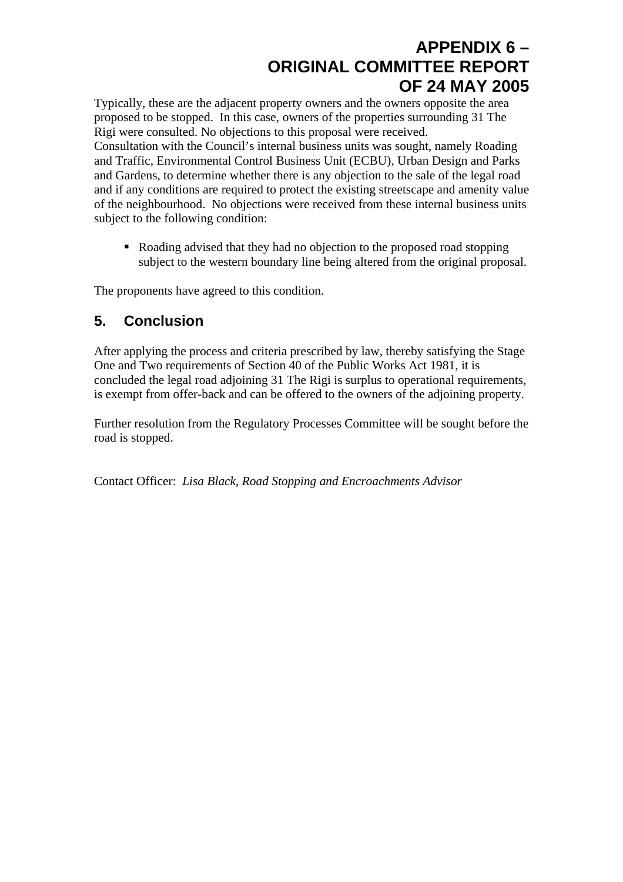Typically, these are the adjacent property owners and the owners opposite the area proposed to be stopped. In this case, owners of the properties surrounding 31 The Rigi were consulted. No objections to this proposal were received.

Consultation with the Council's internal business units was sought, namely Roading and Traffic, Environmental Control Business Unit (ECBU), Urban Design and Parks and Gardens, to determine whether there is any objection to the sale of the legal road and if any conditions are required to protect the existing streetscape and amenity value of the neighbourhood. No objections were received from these internal business units subject to the following condition:

- Roading advised that they had no objection to the proposed road stopping subject to the western boundary line being altered from the original proposal.

The proponents have agreed to this condition.

## 5. Conclusion

After applying the process and criteria prescribed by law, thereby satisfying the Stage One and Two requirements of Section 40 of the Public Works Act 1981, it is concluded the legal road adjoining 31 The Rigi is surplus to operational requirements, is exempt from offer-back and can be offered to the owners of the adjoining property.

Further resolution from the Regulatory Processes Committee will be sought before the road is stopped.

Contact Officer: *Lisa Black, Road Stopping and Encroachments Advisor*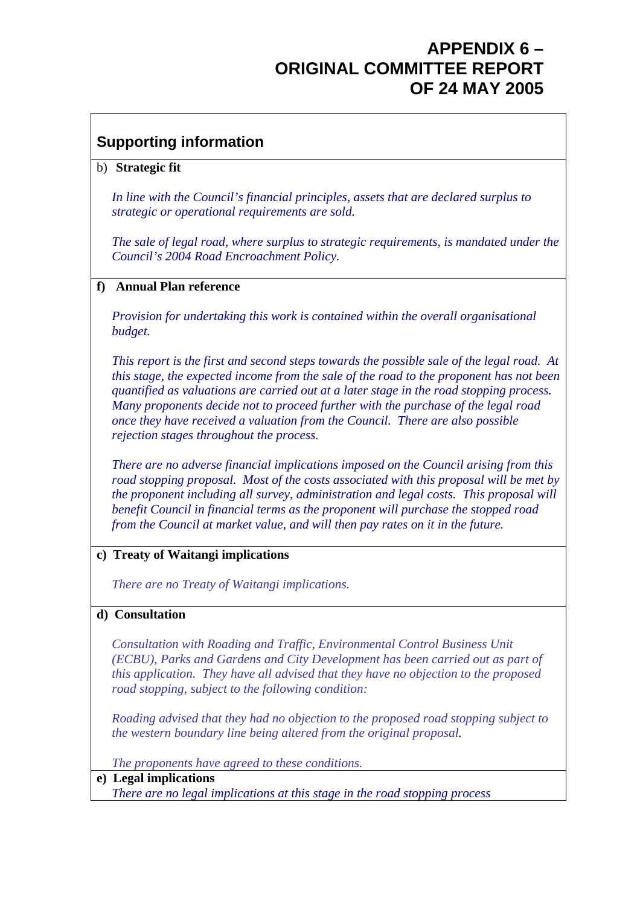# APPENDIX 6 – ORIGINAL COMMITTEE REPORT OF 24 MAY 2005

## Supporting information

b) **Strategic fit**

*In line with the Council's financial principles, assets that are declared surplus to strategic or operational requirements are sold.*

*The sale of legal road, where surplus to strategic requirements, is mandated under the Council's 2004 Road Encroachment Policy.*

**f) Annual Plan reference**

*Provision for undertaking this work is contained within the overall organisational budget.*

*This report is the first and second steps towards the possible sale of the legal road. At this stage, the expected income from the sale of the road to the proponent has not been quantified as valuations are carried out at a later stage in the road stopping process. Many proponents decide not to proceed further with the purchase of the legal road once they have received a valuation from the Council. There are also possible rejection stages throughout the process.*

*There are no adverse financial implications imposed on the Council arising from this road stopping proposal. Most of the costs associated with this proposal will be met by the proponent including all survey, administration and legal costs. This proposal will benefit Council in financial terms as the proponent will purchase the stopped road from the Council at market value, and will then pay rates on it in the future.*

**c) Treaty of Waitangi implications**

*There are no Treaty of Waitangi implications.*

**d) Consultation**

*Consultation with Roading and Traffic, Environmental Control Business Unit (ECBU), Parks and Gardens and City Development has been carried out as part of this application. They have all advised that they have no objection to the proposed road stopping, subject to the following condition:*

*Roading advised that they had no objection to the proposed road stopping subject to the western boundary line being altered from the original proposal.*

*The proponents have agreed to these conditions.*

**e) Legal implications**

*There are no legal implications at this stage in the road stopping process*